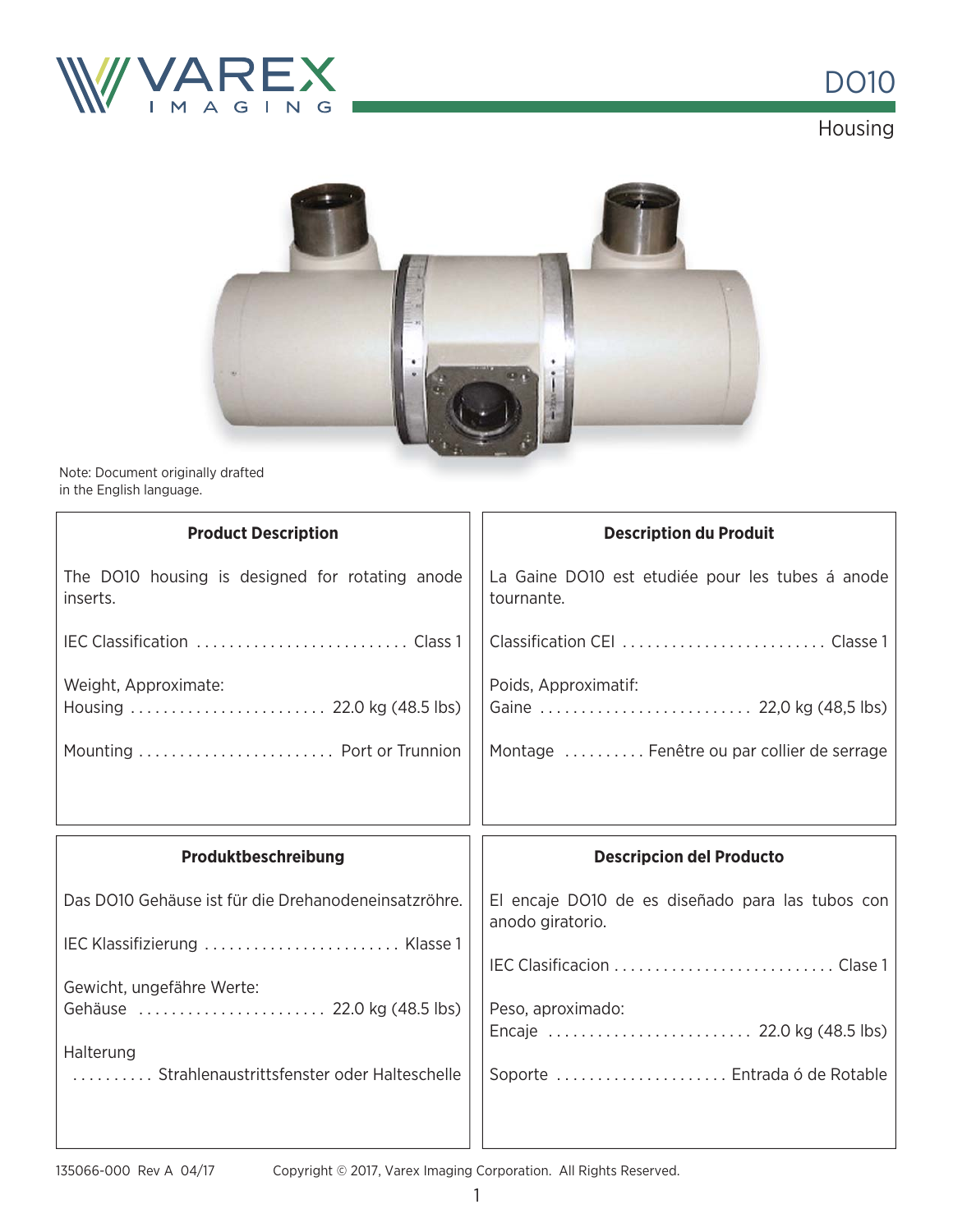# DO10

## Housing

Note: Document originally drafted in the English language.

### Product Description

The DO10 housing is designed for rotating anode inserts.

IEC Classification .......................... Class 1

Weight, Approximate:
Housing ........................ 22.0 kg (48.5 lbs)

Mounting ........................ Port or Trunnion

### Description du Produit

La Gaine DO10 est etudiée pour les tubes á anode tournante.

Classification CEI ......................... Classe 1

Poids, Approximatif:
Gaine .......................... 22,0 kg (48,5 lbs)

Montage .......... Fenêtre ou par collier de serrage

### Produktbeschreibung

Das DO10 Gehäuse ist für die Drehanodeneinsatzröhre.

IEC Klassifizierung ........................ Klasse 1

Gewicht, ungefähre Werte:
Gehäuse ....................... 22.0 kg (48.5 lbs)

Halterung
.......... Strahlenaustrittsfenster oder Halteschelle

### Descripcion del Producto

El encaje DO10 de es diseñado para las tubos con anodo giratorio.

IEC Clasificacion ........................... Clase 1

Peso, aproximado:
Encaje ......................... 22.0 kg (48.5 lbs)

Soporte ..................... Entrada ó de Rotable

135066-000 Rev A 04/17

Copyright © 2017, Varex Imaging Corporation. All Rights Reserved.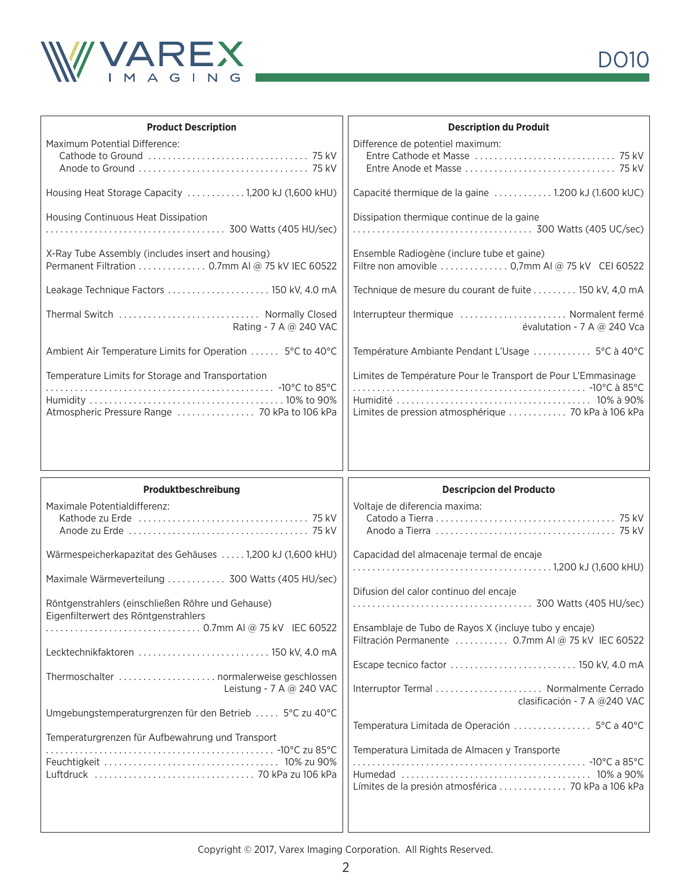## Product Description

Maximum Potential Difference:
- Cathode to Ground ................................ 75 kV
- Anode to Ground .................................. 75 kV

Housing Heat Storage Capacity ............ 1,200 kJ (1,600 kHU)

Housing Continuous Heat Dissipation
.................................... 300 Watts (405 HU/sec)

X-Ray Tube Assembly (includes insert and housing)
Permanent Filtration .............. 0.7mm Al @ 75 kV IEC 60522

Leakage Technique Factors ..................... 150 kV, 4.0 mA

Thermal Switch ............................ Normally Closed
Rating - 7 A @ 240 VAC

Ambient Air Temperature Limits for Operation ...... 5°C to 40°C

Temperature Limits for Storage and Transportation
............................................. -10°C to 85°C
Humidity ...................................... 10% to 90%
Atmospheric Pressure Range ................ 70 kPa to 106 kPa

## Description du Produit

Difference de potentiel maximum:
- Entre Cathode et Masse ............................ 75 kV
- Entre Anode et Masse .............................. 75 kV

Capacité thermique de la gaine ............ 1.200 kJ (1.600 kUC)

Dissipation thermique continue de la gaine
.................................... 300 Watts (405 UC/sec)

Ensemble Radiogène (inclure tube et gaine)
Filtre non amovible .............. 0,7mm Al @ 75 kV CEI 60522

Technique de mesure du courant de fuite ......... 150 kV, 4,0 mA

Interrupteur thermique ...................... Normalent fermé
évalutation - 7 A @ 240 Vca

Température Ambiante Pendant L'Usage ............ 5°C à 40°C

Limites de Température Pour le Transport de Pour L'Emmasinage
............................................. -10°C à 85°C
Humidité ...................................... 10% à 90%
Limites de pression atmosphérique ............ 70 kPa à 106 kPa

## Produktbeschreibung

Maximale Potentialdifferenz:
- Kathode zu Erde .................................. 75 kV
- Anode zu Erde .................................... 75 kV

Wärmespeicherkapazitat des Gehäuses ..... 1,200 kJ (1,600 kHU)

Maximale Wärmeverteilung ............ 300 Watts (405 HU/sec)

Röntgenstrahlers (einschließen Röhre und Gehause)
Eigenfilterwert des Röntgenstrahlers
................................ 0.7mm Al @ 75 kV IEC 60522

Lecktechnikfaktoren ........................... 150 kV, 4.0 mA

Thermoschalter .................... normalerweise geschlossen
Leistung - 7 A @ 240 VAC

Umgebungstemperaturgrenzen für den Betrieb ..... 5°C zu 40°C

Temperaturgrenzen für Aufbewahrung und Transport
............................................. -10°C zu 85°C
Feuchtigkeit ................................... 10% zu 90%
Luftdruck ................................ 70 kPa zu 106 kPa

## Descripcion del Producto

Voltaje de diferencia maxima:
- Catodo a Tierra .................................... 75 kV
- Anodo a Tierra .................................... 75 kV

Capacidad del almacenaje termal de encaje
......................................... 1,200 kJ (1,600 kHU)

Difusion del calor continuo del encaje
.................................... 300 Watts (405 HU/sec)

Ensamblaje de Tubo de Rayos X (incluye tubo y encaje)
Filtración Permanente ........... 0.7mm Al @ 75 kV IEC 60522

Escape tecnico factor .......................... 150 kV, 4.0 mA

Interruptor Termal ...................... Normalmente Cerrado
clasificación - 7 A @240 VAC

Temperatura Limitada de Operación ................ 5°C a 40°C

Temperatura Limitada de Almacen y Transporte
............................................. -10°C a 85°C
Humedad ...................................... 10% a 90%
Límites de la presión atmosférica .............. 70 kPa a 106 kPa

Copyright © 2017, Varex Imaging Corporation. All Rights Reserved.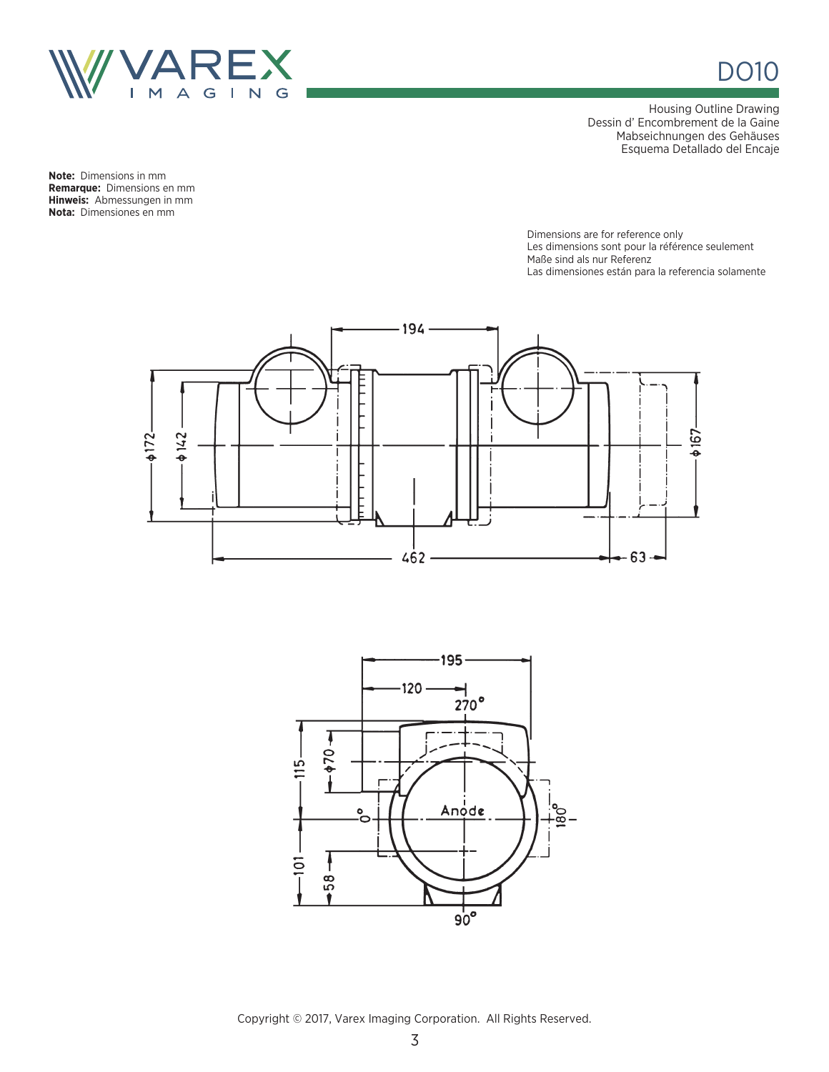# DO10

Housing Outline Drawing
Dessin d' Encombrement de la Gaine
Mabseichnungen des Gehäuses
Esquema Detallado del Encaje

**Note:** Dimensions in mm
**Remarque:** Dimensions en mm
**Hinweis:** Abmessungen in mm
**Nota:** Dimensiones en mm

Dimensions are for reference only
Les dimensions sont pour la référence seulement
Maße sind als nur Referenz
Las dimensiones están para la referencia solamente

Copyright © 2017, Varex Imaging Corporation. All Rights Reserved.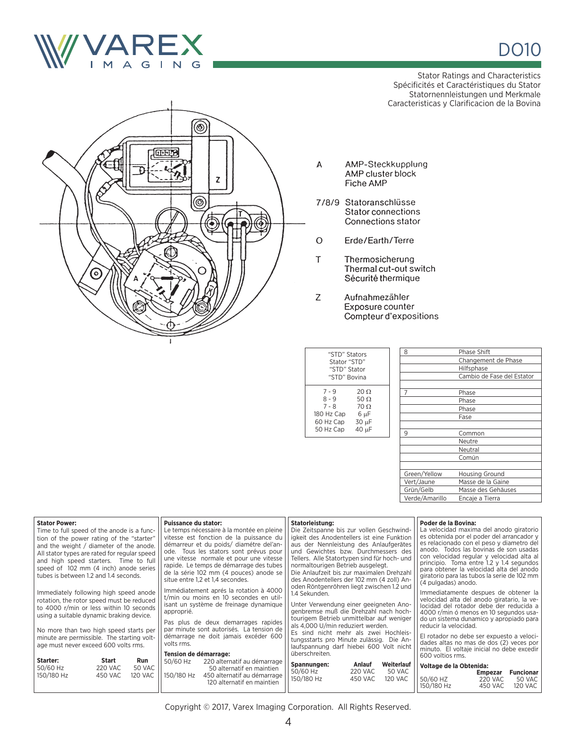# DO10

Stator Ratings and Characteristics
Spécificités et Caractéristiques du Stator
Statornennleistungen und Merkmale
Caracteristicas y Clarificacion de la Bovina

A — AMP-Steckkupplung / AMP cluster block / Fiche AMP

7/8/9 — Statoranschlüsse / Stator connections / Connections stator

O — Erde/Earth/Terre

T — Thermosicherung / Thermal cut-out switch / Sécurité thermique

Z — Aufnahmezähler / Exposure counter / Compteur d'expositions

| "STD" Stators<br>Stator "STD"<br>"STD" Stator<br>"STD" Bovina | |
|---|---|
| 7 - 9 | 20 Ω |
| 8 - 9 | 50 Ω |
| 7 - 8 | 70 Ω |
| 180 Hz Cap | 6 µF |
| 60 Hz Cap | 30 µF |
| 50 Hz Cap | 40 µF |

| | |
|---|---|
| 8 | Phase Shift |
| | Changement de Phase |
| | Hilfsphase |
| | Cambio de Fase del Estator |
| 7 | Phase |
| | Phase |
| | Phase |
| | Fase |
| 9 | Common |
| | Neutre |
| | Neutral |
| | Común |
| Green/Yellow | Housing Ground |
| Vert/Jaune | Masse de la Gaine |
| Grün/Gelb | Masse des Gehäuses |
| Verde/Amarillo | Encaje a Tierra |

**Stator Power:**
Time to full speed of the anode is a function of the power rating of the "starter" and the weight / diameter of the anode. All stator types are rated for regular speed and high speed starters. Time to full speed of 102 mm (4 inch) anode series tubes is between 1.2 and 1.4 seconds.

Immediately following high speed anode rotation, the rotor speed must be reduced to 4000 r/min or less within 10 seconds using a suitable dynamic braking device.

No more than two high speed starts per minute are permissible. The starting voltage must never exceed 600 volts rms.

| Starter: | Start | Run |
|---|---|---|
| 50/60 Hz | 220 VAC | 50 VAC |
| 150/180 Hz | 450 VAC | 120 VAC |

**Puissance du stator:**
Le temps nécessaire à la montée en pleine vitesse est fonction de la puissance du démarreur et du poids/ diamétre del'anode. Tous les stators sont prévus pour une vitesse normale et pour une vitesse rapide. Le temps de démarrage des tubes de la série 102 mm (4 pouces) anode se situe entre 1,2 et 1,4 secondes.

Immédiatement aprés la rotation à 4000 t/min ou moins en 10 secondes en utilisant un système de freinage dynamique approprié.

Pas plus de deux demarrages rapides par minute sont autorisés. La tension de démarrage ne doit jamais excéder 600 volts rms.

**Tension de démarrage:**

| | |
|---|---|
| 50/60 Hz | 220 alternatif au démarrage<br>50 alternatif en maintien |
| 150/180 Hz | 450 alternatif au démarrage<br>120 alternatif en maintien |

**Statorleistung:**
Die Zeitspanne bis zur vollen Geschwindigkeit des Anodentellers ist eine Funktion aus der Nennleistung des Anlaufgerätes und Gewichtes bzw. Durchmessers des Tellers. Alle Statortypen sind für hoch- und normaltourigen Betrieb ausgelegt.
Die Anlaufzeit bis zur maximalen Drehzahl des Anodentellers der 102 mm (4 zoll) Anoden Röntgenröhren liegt zwischen 1.2 und 1.4 Sekunden.

Unter Verwendung einer geeigneten Anogenbremse muß die Drehzahl nach hochtourigem Betrieb unmittelbar auf weniger als 4,000 U/min reduziert werden.
Es sind nicht mehr als zwei Hochleistungsstarts pro Minute zulässig. Die Anlaufspannung darf hiebei 600 Volt nicht überschreiten.

| Spannungen: | Anlauf | Weiterlauf |
|---|---|---|
| 50/60 Hz | 220 VAC | 50 VAC |
| 150/180 Hz | 450 VAC | 120 VAC |

**Poder de la Bovina:**
La velocidad maxima del anodo giratorio es obtenida por el poder del arrancador y es relacionado con el peso y diametro del anodo. Todos las bovinas de son usadas con velocidad regular y velocidad alta al principio. Toma entre 1.2 y 1.4 segundos para obtener la velocidad alta del anodo giratorio para las tubos la serie de 102 mm (4 pulgadas) anodo.

Immediatamente despues de obtener la velocidad alta del anodo giratario, la velocidad del rotador debe der reducida a 4000 r/min ó menos en 10 segundos usado un sistema dunamico y apropiado para reducir la velocidad.

El rotador no debe ser expuesto a velocidades altas no mas de dos (2) veces por minuto. El voltaje inicial no debe excedir 600 voltios rms.

| Voltage de la Obtenida: | Empezar | Funcionar |
|---|---|---|
| 50/60 HZ | 220 VAC | 50 VAC |
| 150/180 Hz | 450 VAC | 120 VAC |

Copyright © 2017, Varex Imaging Corporation. All Rights Reserved.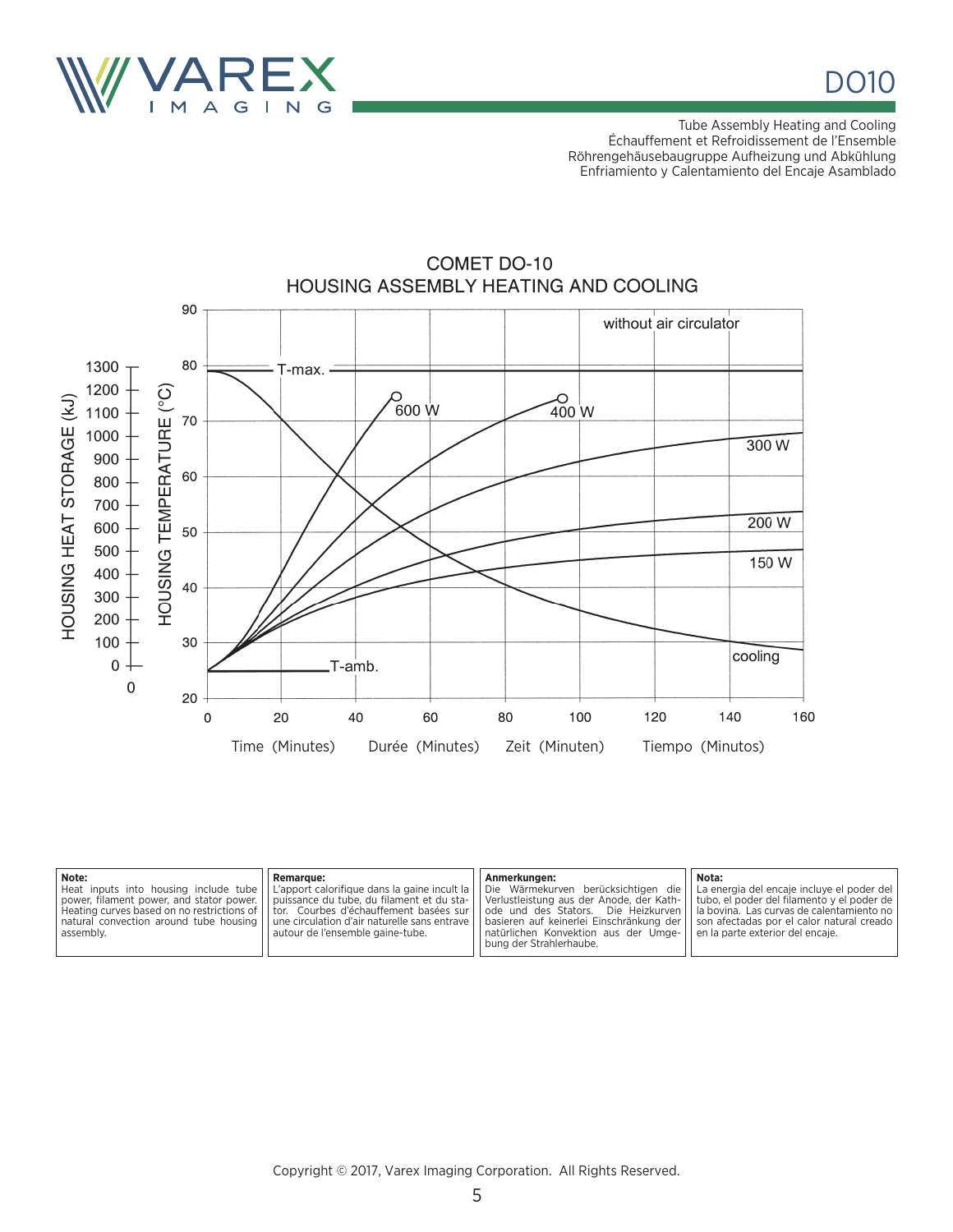DO10

Tube Assembly Heating and Cooling
Échauffement et Refroidissement de l'Ensemble
Röhrengehäusebaugruppe Aufheizung und Abkühlung
Enfriamiento y Calentamiento del Encaje Asamblado

COMET DO-10
HOUSING ASSEMBLY HEATING AND COOLING

| **Note:** | **Remarque:** | **Anmerkungen:** | **Nota:** |
| --- | --- | --- | --- |
| Heat inputs into housing include tube power, filament power, and stator power. Heating curves based on no restrictions of natural convection around tube housing assembly. | L'apport calorifique dans la gaine incult la puissance du tube, du filament et du stator. Courbes d'échauffement basées sur une circulation d'air naturelle sans entrave autour de l'ensemble gaine-tube. | Die Wärmekurven berücksichtigen die Verlustleistung aus der Anode, der Kathode und des Stators. Die Heizkurven basieren auf keinerlei Einschränkung der natürlichen Konvektion aus der Umgebung der Strahlerhaube. | La energia del encaje incluye el poder del tubo, el poder del filamento y el poder de la bovina. Las curvas de calentamiento no son afectadas por el calor natural creado en la parte exterior del encaje. |

Copyright © 2017, Varex Imaging Corporation. All Rights Reserved.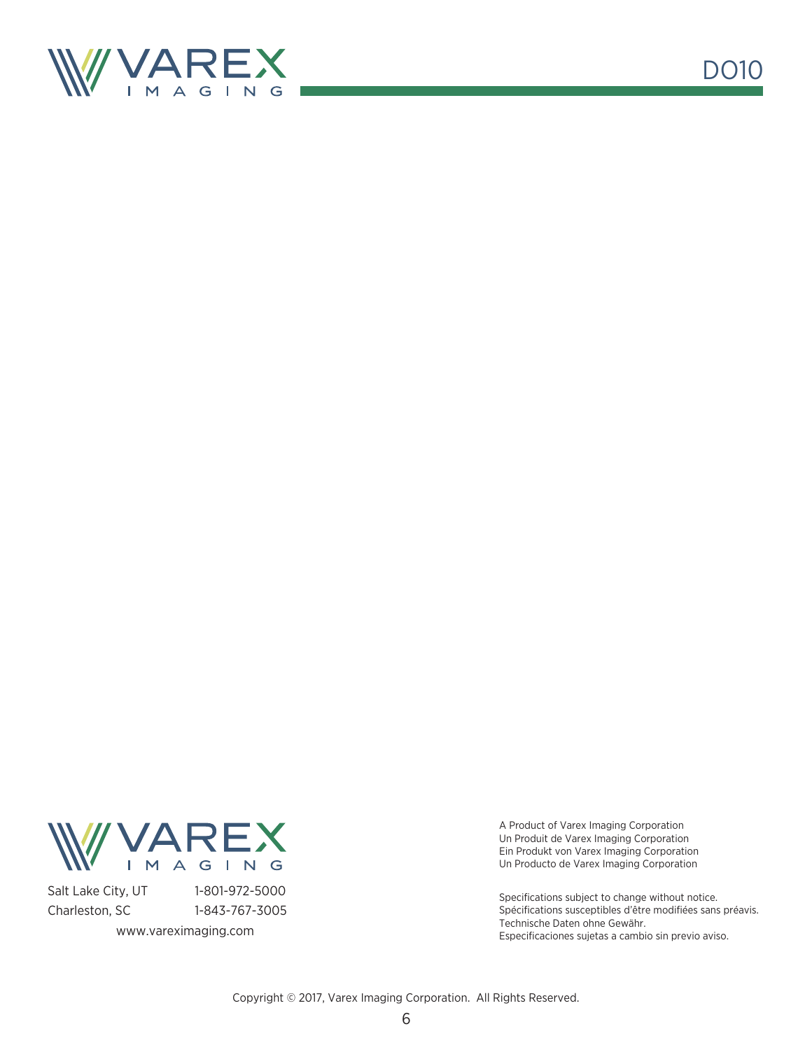VAREX IMAGING

Salt Lake City, UT 1-801-972-5000

Charleston, SC 1-843-767-3005

www.vareximaging.com

A Product of Varex Imaging Corporation
Un Produit de Varex Imaging Corporation
Ein Produkt von Varex Imaging Corporation
Un Producto de Varex Imaging Corporation

Specifications subject to change without notice.
Spécifications susceptibles d'être modifiées sans préavis.
Technische Daten ohne Gewähr.
Especificaciones sujetas a cambio sin previo aviso.

Copyright © 2017, Varex Imaging Corporation. All Rights Reserved.